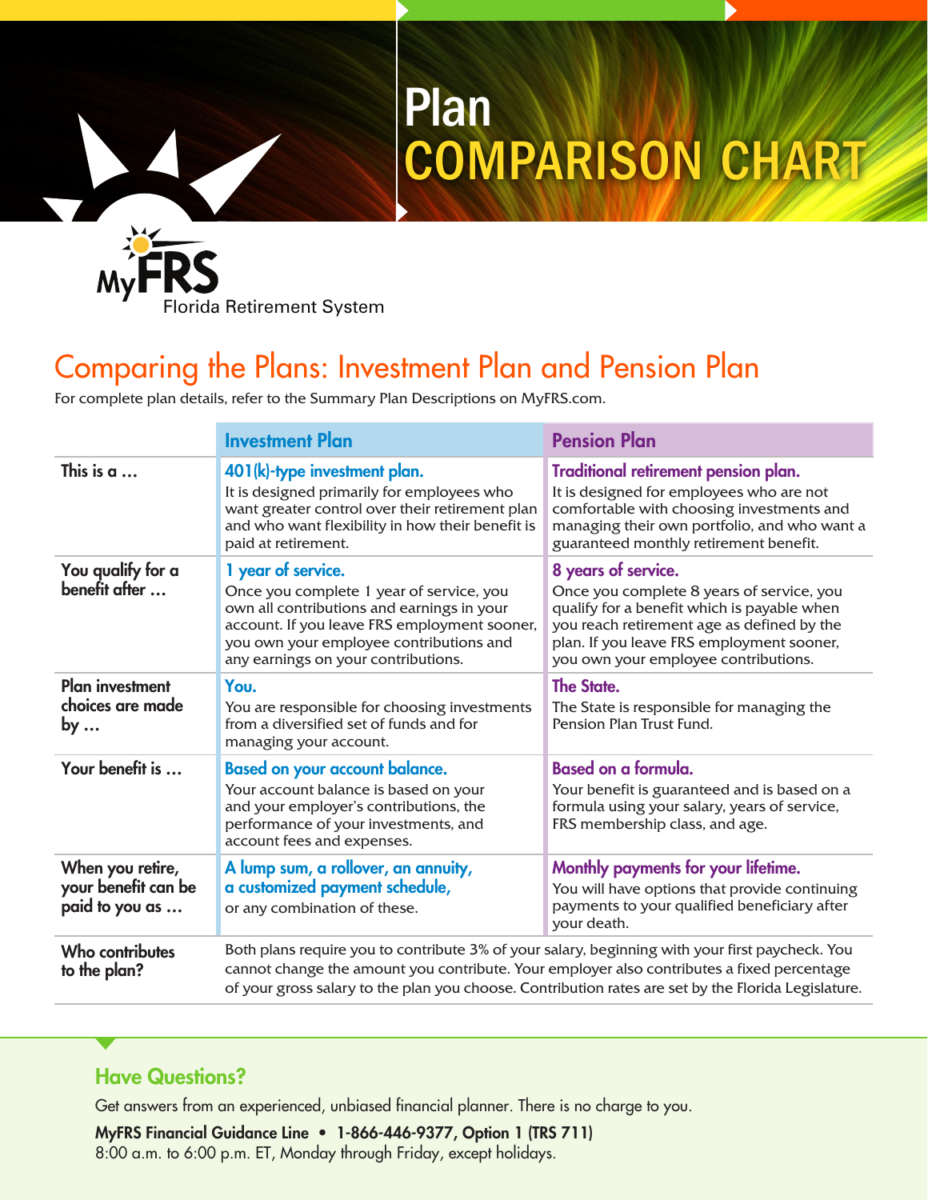# Plan COMPARISON CHART

MyFRS Florida Retirement System

## Comparing the Plans: Investment Plan and Pension Plan

For complete plan details, refer to the Summary Plan Descriptions on MyFRS.com.

| | Investment Plan | Pension Plan |
|---|---|---|
| This is a … | **401(k)-type investment plan.** It is designed primarily for employees who want greater control over their retirement plan and who want flexibility in how their benefit is paid at retirement. | **Traditional retirement pension plan.** It is designed for employees who are not comfortable with choosing investments and managing their own portfolio, and who want a guaranteed monthly retirement benefit. |
| You qualify for a benefit after … | **1 year of service.** Once you complete 1 year of service, you own all contributions and earnings in your account. If you leave FRS employment sooner, you own your employee contributions and any earnings on your contributions. | **8 years of service.** Once you complete 8 years of service, you qualify for a benefit which is payable when you reach retirement age as defined by the plan. If you leave FRS employment sooner, you own your employee contributions. |
| Plan investment choices are made by … | **You.** You are responsible for choosing investments from a diversified set of funds and for managing your account. | **The State.** The State is responsible for managing the Pension Plan Trust Fund. |
| Your benefit is … | **Based on your account balance.** Your account balance is based on your and your employer's contributions, the performance of your investments, and account fees and expenses. | **Based on a formula.** Your benefit is guaranteed and is based on a formula using your salary, years of service, FRS membership class, and age. |
| When you retire, your benefit can be paid to you as … | **A lump sum, a rollover, an annuity, a customized payment schedule,** or any combination of these. | **Monthly payments for your lifetime.** You will have options that provide continuing payments to your qualified beneficiary after your death. |
| Who contributes to the plan? | Both plans require you to contribute 3% of your salary, beginning with your first paycheck. You cannot change the amount you contribute. Your employer also contributes a fixed percentage of your gross salary to the plan you choose. Contribution rates are set by the Florida Legislature. | |

### Have Questions?

Get answers from an experienced, unbiased financial planner. There is no charge to you.

**MyFRS Financial Guidance Line • 1-866-446-9377, Option 1 (TRS 711)**
8:00 a.m. to 6:00 p.m. ET, Monday through Friday, except holidays.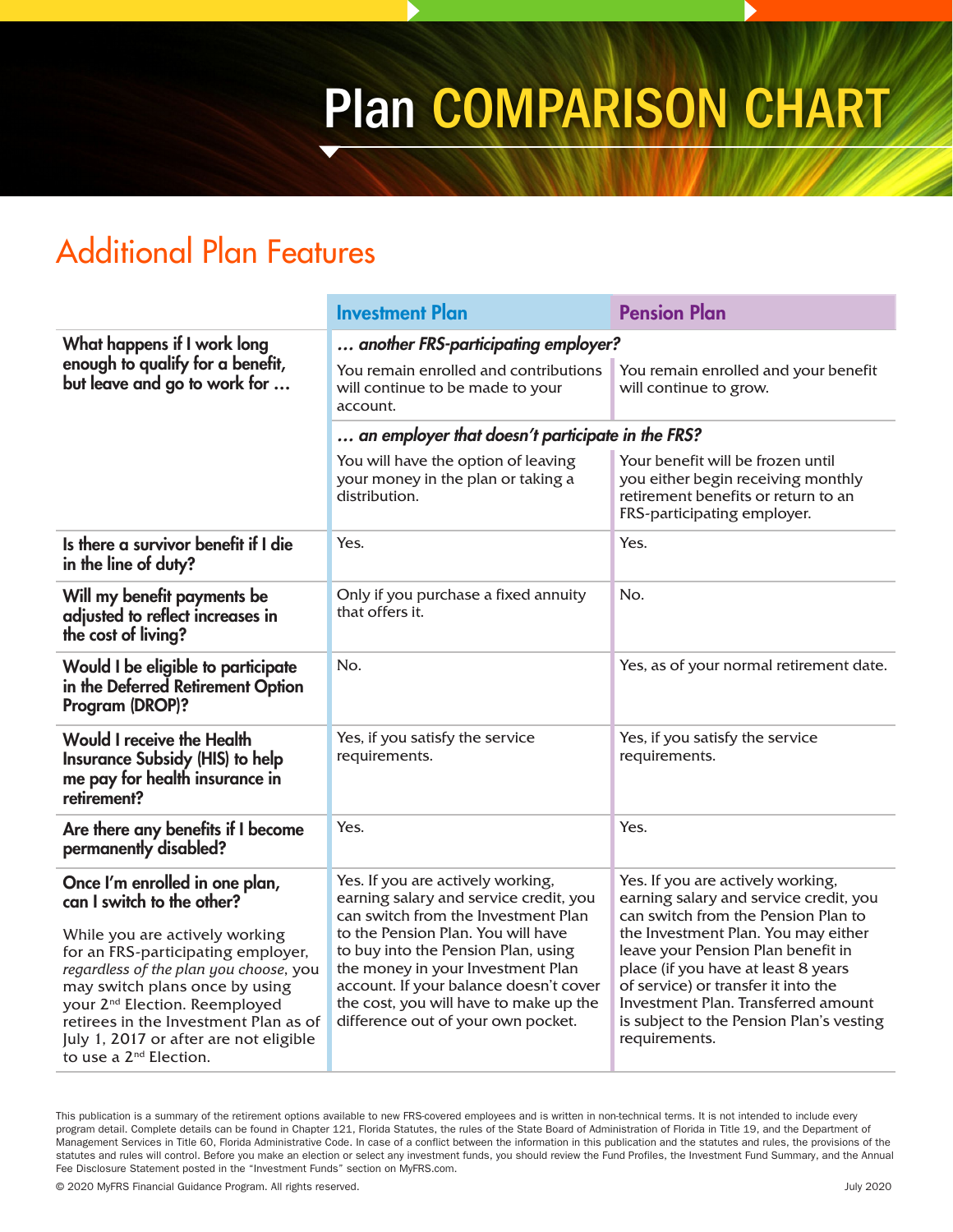# Plan COMPARISON CHART

## Additional Plan Features

| | Investment Plan | Pension Plan |
|---|---|---|
| **What happens if I work long enough to qualify for a benefit, but leave and go to work for …** | ***… another FRS-participating employer?*** | |
| | You remain enrolled and contributions will continue to be made to your account. | You remain enrolled and your benefit will continue to grow. |
| | ***… an employer that doesn't participate in the FRS?*** | |
| | You will have the option of leaving your money in the plan or taking a distribution. | Your benefit will be frozen until you either begin receiving monthly retirement benefits or return to an FRS-participating employer. |
| **Is there a survivor benefit if I die in the line of duty?** | Yes. | Yes. |
| **Will my benefit payments be adjusted to reflect increases in the cost of living?** | Only if you purchase a fixed annuity that offers it. | No. |
| **Would I be eligible to participate in the Deferred Retirement Option Program (DROP)?** | No. | Yes, as of your normal retirement date. |
| **Would I receive the Health Insurance Subsidy (HIS) to help me pay for health insurance in retirement?** | Yes, if you satisfy the service requirements. | Yes, if you satisfy the service requirements. |
| **Are there any benefits if I become permanently disabled?** | Yes. | Yes. |
| **Once I'm enrolled in one plan, can I switch to the other?** While you are actively working for an FRS-participating employer, *regardless of the plan you choose*, you may switch plans once by using your 2nd Election. Reemployed retirees in the Investment Plan as of July 1, 2017 or after are not eligible to use a 2nd Election. | Yes. If you are actively working, earning salary and service credit, you can switch from the Investment Plan to the Pension Plan. You will have to buy into the Pension Plan, using the money in your Investment Plan account. If your balance doesn't cover the cost, you will have to make up the difference out of your own pocket. | Yes. If you are actively working, earning salary and service credit, you can switch from the Pension Plan to the Investment Plan. You may either leave your Pension Plan benefit in place (if you have at least 8 years of service) or transfer it into the Investment Plan. Transferred amount is subject to the Pension Plan's vesting requirements. |

This publication is a summary of the retirement options available to new FRS-covered employees and is written in non-technical terms. It is not intended to include every program detail. Complete details can be found in Chapter 121, Florida Statutes, the rules of the State Board of Administration of Florida in Title 19, and the Department of Management Services in Title 60, Florida Administrative Code. In case of a conflict between the information in this publication and the statutes and rules, the provisions of the statutes and rules will control. Before you make an election or select any investment funds, you should review the Fund Profiles, the Investment Fund Summary, and the Annual Fee Disclosure Statement posted in the "Investment Funds" section on MyFRS.com.

© 2020 MyFRS Financial Guidance Program. All rights reserved.

July 2020